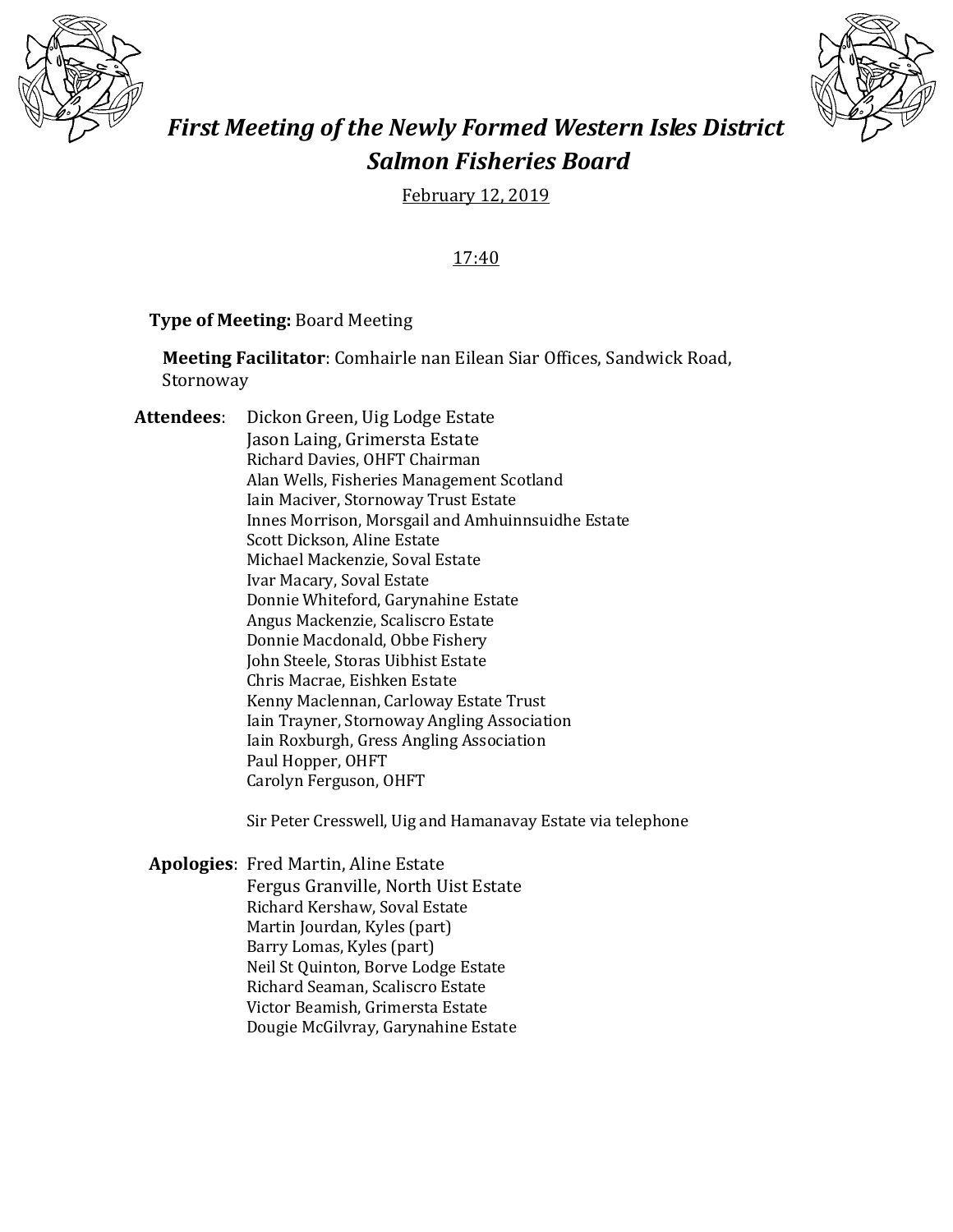# *First Meeting of the Newly Formed Western Isles District Salmon Fisheries Board*

February 12, 2019

17:40

**Type of Meeting:** Board Meeting

**Meeting Facilitator**: Comhairle nan Eilean Siar Offices, Sandwick Road, Stornoway

**Attendees**:

Dickon Green, Uig Lodge Estate
Jason Laing, Grimersta Estate
Richard Davies, OHFT Chairman
Alan Wells, Fisheries Management Scotland
Iain Maciver, Stornoway Trust Estate
Innes Morrison, Morsgail and Amhuinnsuidhe Estate
Scott Dickson, Aline Estate
Michael Mackenzie, Soval Estate
Ivar Macary, Soval Estate
Donnie Whiteford, Garynahine Estate
Angus Mackenzie, Scaliscro Estate
Donnie Macdonald, Obbe Fishery
John Steele, Storas Uibhist Estate
Chris Macrae, Eishken Estate
Kenny Maclennan, Carloway Estate Trust
Iain Trayner, Stornoway Angling Association
Iain Roxburgh, Gress Angling Association
Paul Hopper, OHFT
Carolyn Ferguson, OHFT

Sir Peter Cresswell, Uig and Hamanavay Estate via telephone

**Apologies**:

Fred Martin, Aline Estate
Fergus Granville, North Uist Estate
Richard Kershaw, Soval Estate
Martin Jourdan, Kyles (part)
Barry Lomas, Kyles (part)
Neil St Quinton, Borve Lodge Estate
Richard Seaman, Scaliscro Estate
Victor Beamish, Grimersta Estate
Dougie McGilvray, Garynahine Estate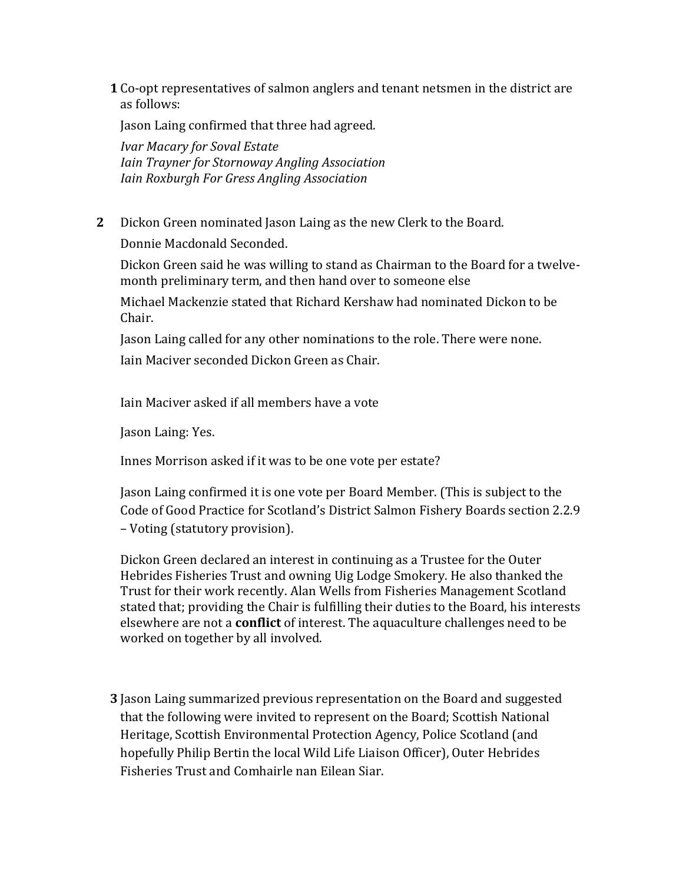**1** Co-opt representatives of salmon anglers and tenant netsmen in the district are as follows:

Jason Laing confirmed that three had agreed.

*Ivar Macary for Soval Estate*
*Iain Trayner for Stornoway Angling Association*
*Iain Roxburgh For Gress Angling Association*

**2** Dickon Green nominated Jason Laing as the new Clerk to the Board.

Donnie Macdonald Seconded.

Dickon Green said he was willing to stand as Chairman to the Board for a twelve-month preliminary term, and then hand over to someone else

Michael Mackenzie stated that Richard Kershaw had nominated Dickon to be Chair.

Jason Laing called for any other nominations to the role. There were none.

Iain Maciver seconded Dickon Green as Chair.

Iain Maciver asked if all members have a vote

Jason Laing: Yes.

Innes Morrison asked if it was to be one vote per estate?

Jason Laing confirmed it is one vote per Board Member. (This is subject to the Code of Good Practice for Scotland's District Salmon Fishery Boards section 2.2.9 – Voting (statutory provision).

Dickon Green declared an interest in continuing as a Trustee for the Outer Hebrides Fisheries Trust and owning Uig Lodge Smokery. He also thanked the Trust for their work recently. Alan Wells from Fisheries Management Scotland stated that; providing the Chair is fulfilling their duties to the Board, his interests elsewhere are not a **conflict** of interest. The aquaculture challenges need to be worked on together by all involved.

**3** Jason Laing summarized previous representation on the Board and suggested that the following were invited to represent on the Board; Scottish National Heritage, Scottish Environmental Protection Agency, Police Scotland (and hopefully Philip Bertin the local Wild Life Liaison Officer), Outer Hebrides Fisheries Trust and Comhairle nan Eilean Siar.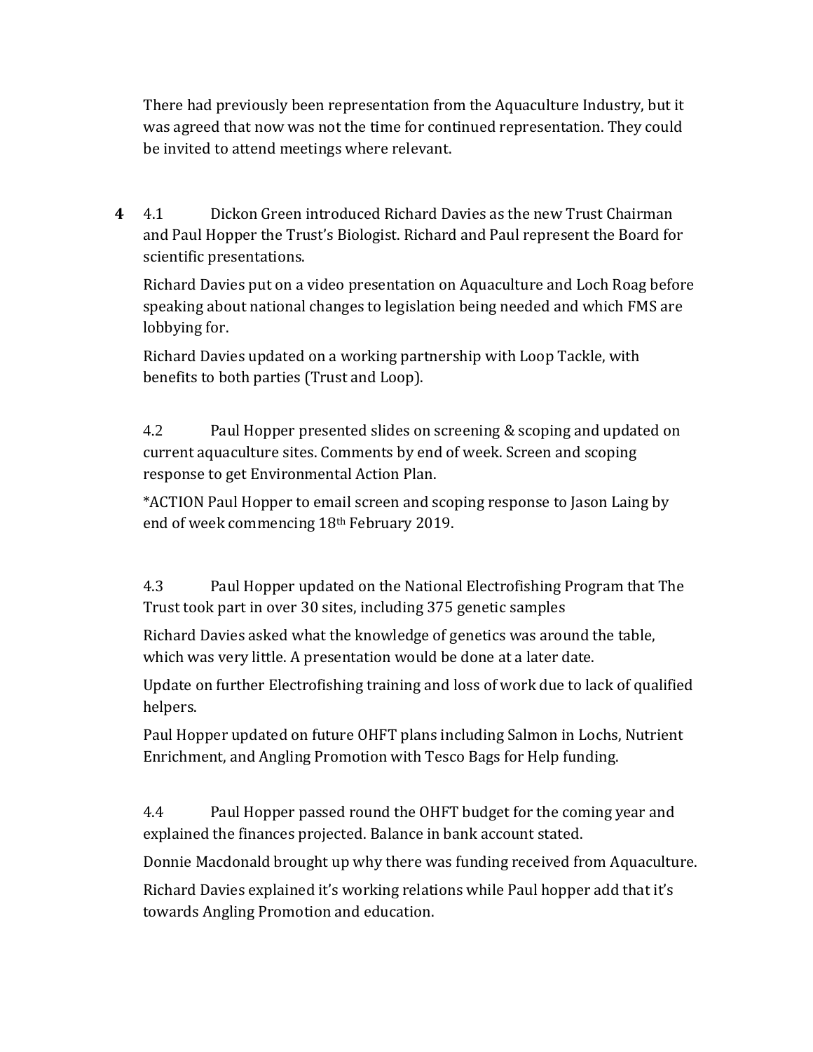There had previously been representation from the Aquaculture Industry, but it was agreed that now was not the time for continued representation. They could be invited to attend meetings where relevant.

**4** 4.1 Dickon Green introduced Richard Davies as the new Trust Chairman and Paul Hopper the Trust's Biologist. Richard and Paul represent the Board for scientific presentations.

Richard Davies put on a video presentation on Aquaculture and Loch Roag before speaking about national changes to legislation being needed and which FMS are lobbying for.

Richard Davies updated on a working partnership with Loop Tackle, with benefits to both parties (Trust and Loop).

4.2 Paul Hopper presented slides on screening & scoping and updated on current aquaculture sites. Comments by end of week. Screen and scoping response to get Environmental Action Plan.

*ACTION Paul Hopper to email screen and scoping response to Jason Laing by end of week commencing 18th February 2019.

4.3 Paul Hopper updated on the National Electrofishing Program that The Trust took part in over 30 sites, including 375 genetic samples

Richard Davies asked what the knowledge of genetics was around the table, which was very little. A presentation would be done at a later date.

Update on further Electrofishing training and loss of work due to lack of qualified helpers.

Paul Hopper updated on future OHFT plans including Salmon in Lochs, Nutrient Enrichment, and Angling Promotion with Tesco Bags for Help funding.

4.4 Paul Hopper passed round the OHFT budget for the coming year and explained the finances projected. Balance in bank account stated.

Donnie Macdonald brought up why there was funding received from Aquaculture.

Richard Davies explained it's working relations while Paul hopper add that it's towards Angling Promotion and education.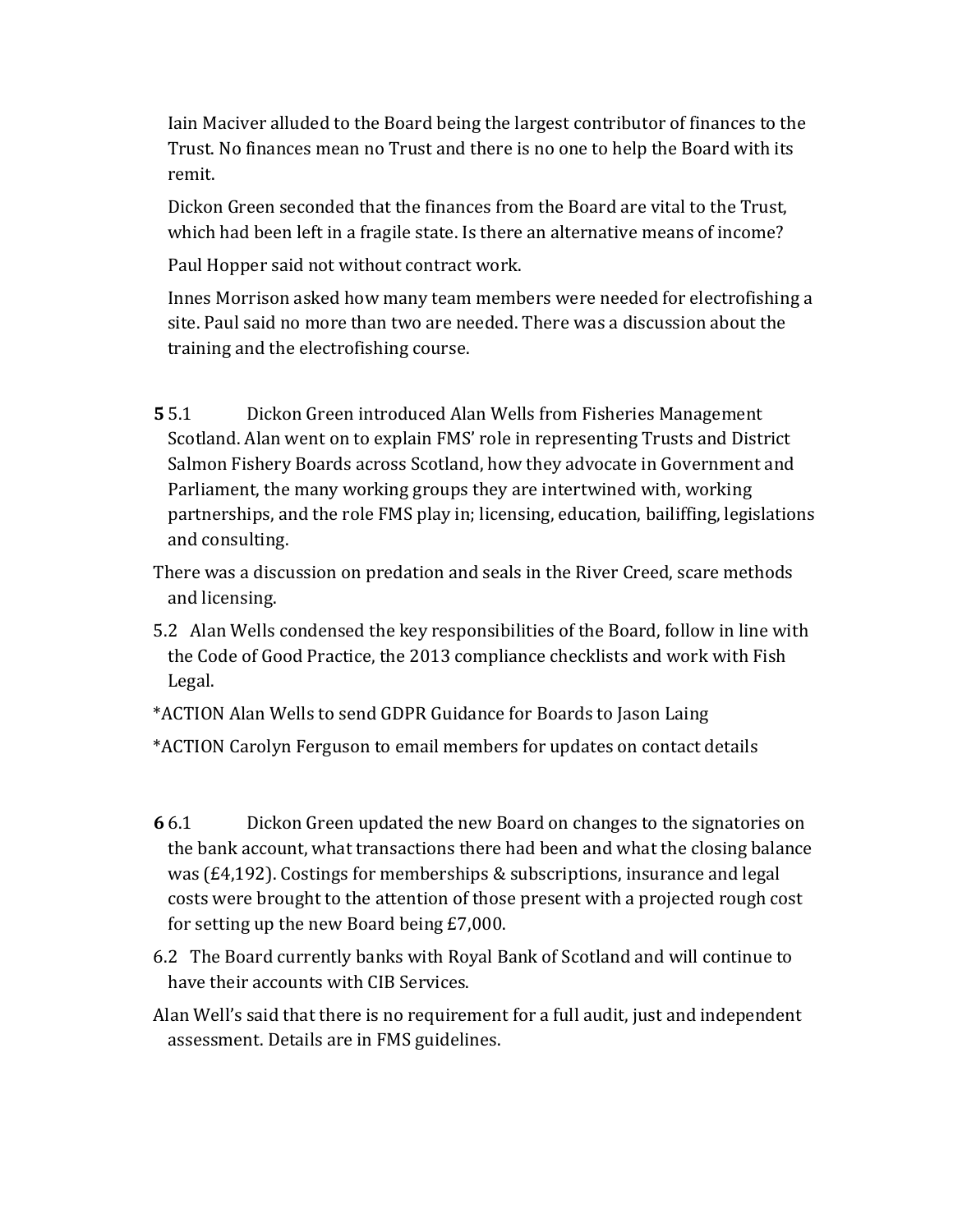Iain Maciver alluded to the Board being the largest contributor of finances to the Trust. No finances mean no Trust and there is no one to help the Board with its remit.

Dickon Green seconded that the finances from the Board are vital to the Trust, which had been left in a fragile state. Is there an alternative means of income?

Paul Hopper said not without contract work.

Innes Morrison asked how many team members were needed for electrofishing a site. Paul said no more than two are needed. There was a discussion about the training and the electrofishing course.

**5** 5.1 Dickon Green introduced Alan Wells from Fisheries Management Scotland. Alan went on to explain FMS' role in representing Trusts and District Salmon Fishery Boards across Scotland, how they advocate in Government and Parliament, the many working groups they are intertwined with, working partnerships, and the role FMS play in; licensing, education, bailiffing, legislations and consulting.

There was a discussion on predation and seals in the River Creed, scare methods and licensing.

5.2 Alan Wells condensed the key responsibilities of the Board, follow in line with the Code of Good Practice, the 2013 compliance checklists and work with Fish Legal.

*ACTION Alan Wells to send GDPR Guidance for Boards to Jason Laing

*ACTION Carolyn Ferguson to email members for updates on contact details

**6** 6.1 Dickon Green updated the new Board on changes to the signatories on the bank account, what transactions there had been and what the closing balance was (£4,192). Costings for memberships & subscriptions, insurance and legal costs were brought to the attention of those present with a projected rough cost for setting up the new Board being £7,000.

6.2 The Board currently banks with Royal Bank of Scotland and will continue to have their accounts with CIB Services.

Alan Well's said that there is no requirement for a full audit, just and independent assessment. Details are in FMS guidelines.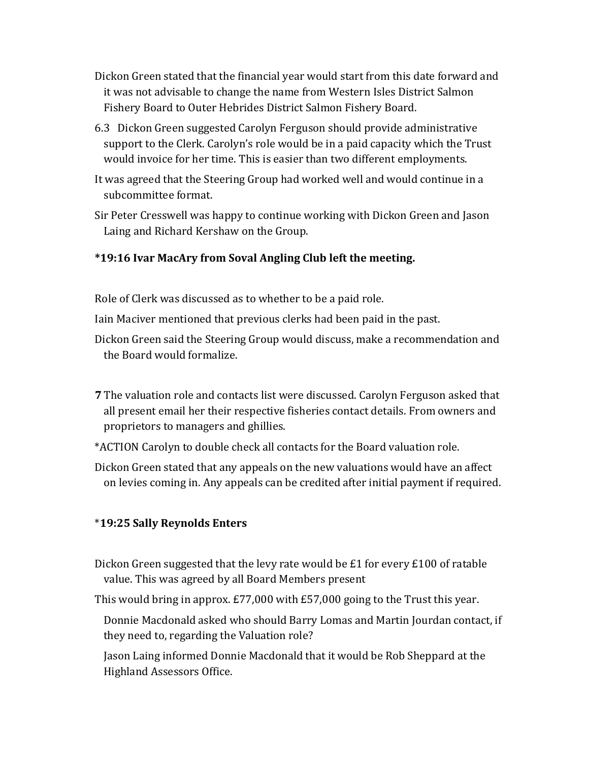Dickon Green stated that the financial year would start from this date forward and it was not advisable to change the name from Western Isles District Salmon Fishery Board to Outer Hebrides District Salmon Fishery Board.

6.3 Dickon Green suggested Carolyn Ferguson should provide administrative support to the Clerk. Carolyn's role would be in a paid capacity which the Trust would invoice for her time. This is easier than two different employments.

It was agreed that the Steering Group had worked well and would continue in a subcommittee format.

Sir Peter Cresswell was happy to continue working with Dickon Green and Jason Laing and Richard Kershaw on the Group.

**\*19:16 Ivar MacAry from Soval Angling Club left the meeting.**

Role of Clerk was discussed as to whether to be a paid role.

Iain Maciver mentioned that previous clerks had been paid in the past.

Dickon Green said the Steering Group would discuss, make a recommendation and the Board would formalize.

**7** The valuation role and contacts list were discussed. Carolyn Ferguson asked that all present email her their respective fisheries contact details. From owners and proprietors to managers and ghillies.

*ACTION Carolyn to double check all contacts for the Board valuation role.

Dickon Green stated that any appeals on the new valuations would have an affect on levies coming in. Any appeals can be credited after initial payment if required.

\***19:25 Sally Reynolds Enters**

Dickon Green suggested that the levy rate would be £1 for every £100 of ratable value. This was agreed by all Board Members present

This would bring in approx. £77,000 with £57,000 going to the Trust this year.

Donnie Macdonald asked who should Barry Lomas and Martin Jourdan contact, if they need to, regarding the Valuation role?

Jason Laing informed Donnie Macdonald that it would be Rob Sheppard at the Highland Assessors Office.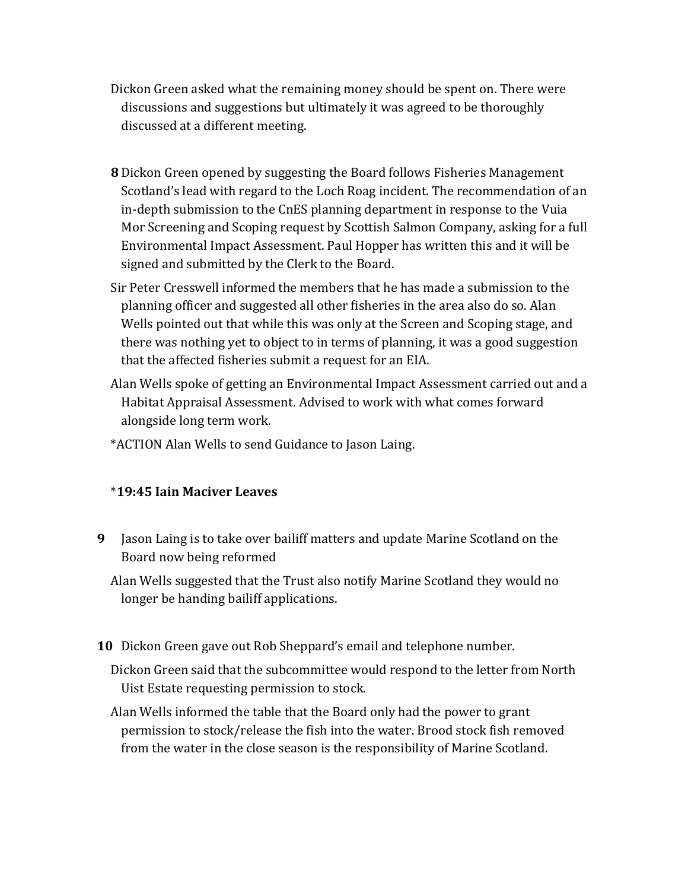Dickon Green asked what the remaining money should be spent on. There were discussions and suggestions but ultimately it was agreed to be thoroughly discussed at a different meeting.

**8** Dickon Green opened by suggesting the Board follows Fisheries Management Scotland's lead with regard to the Loch Roag incident. The recommendation of an in-depth submission to the CnES planning department in response to the Vuia Mor Screening and Scoping request by Scottish Salmon Company, asking for a full Environmental Impact Assessment. Paul Hopper has written this and it will be signed and submitted by the Clerk to the Board.

Sir Peter Cresswell informed the members that he has made a submission to the planning officer and suggested all other fisheries in the area also do so. Alan Wells pointed out that while this was only at the Screen and Scoping stage, and there was nothing yet to object to in terms of planning, it was a good suggestion that the affected fisheries submit a request for an EIA.

Alan Wells spoke of getting an Environmental Impact Assessment carried out and a Habitat Appraisal Assessment. Advised to work with what comes forward alongside long term work.

*ACTION Alan Wells to send Guidance to Jason Laing.

***19:45 Iain Maciver Leaves**

**9** Jason Laing is to take over bailiff matters and update Marine Scotland on the Board now being reformed

Alan Wells suggested that the Trust also notify Marine Scotland they would no longer be handing bailiff applications.

**10** Dickon Green gave out Rob Sheppard's email and telephone number.

Dickon Green said that the subcommittee would respond to the letter from North Uist Estate requesting permission to stock.

Alan Wells informed the table that the Board only had the power to grant permission to stock/release the fish into the water. Brood stock fish removed from the water in the close season is the responsibility of Marine Scotland.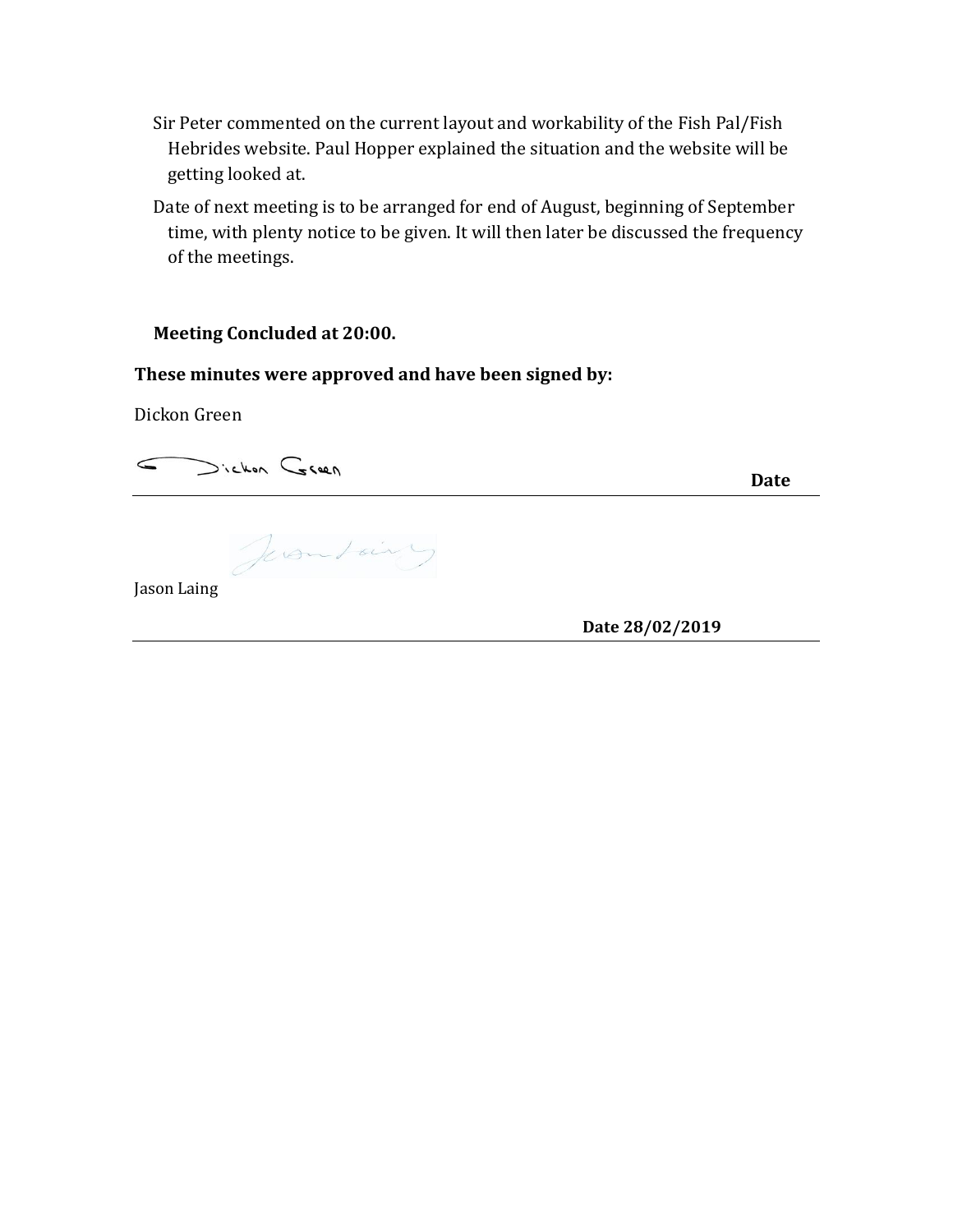Sir Peter commented on the current layout and workability of the Fish Pal/Fish Hebrides website. Paul Hopper explained the situation and the website will be getting looked at.

Date of next meeting is to be arranged for end of August, beginning of September time, with plenty notice to be given. It will then later be discussed the frequency of the meetings.

**Meeting Concluded at 20:00.**

**These minutes were approved and have been signed by:**

Dickon Green

**Date**

Jason Laing

**Date 28/02/2019**